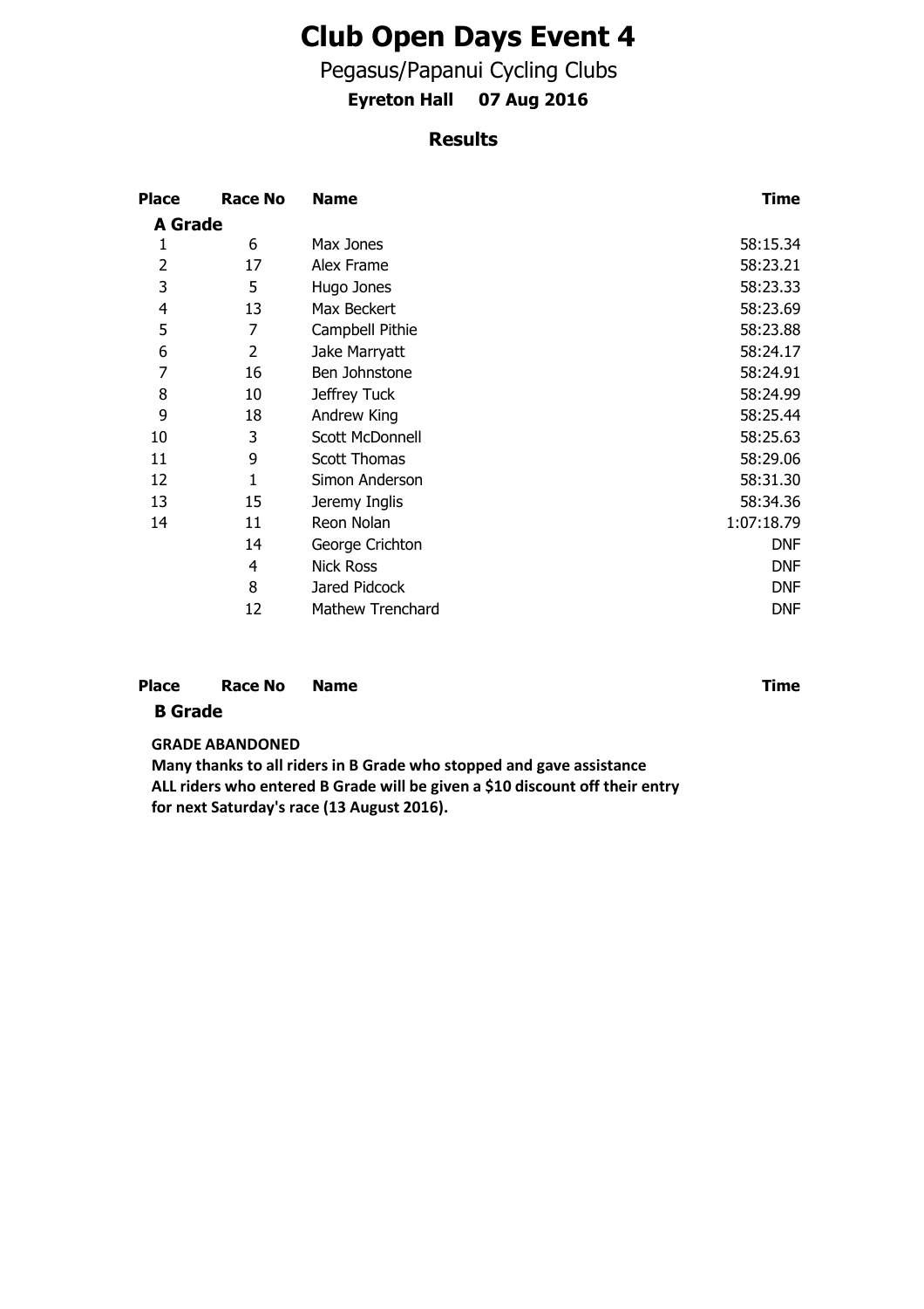# Club Open Days Event 4

## Pegasus/Papanui Cycling Clubs

**Eyreton Hall 07 Aug 2016**

### Results

| Place | Race No | Name | Time |
|---|---|---|---|
| **A Grade** | | | |
| 1 | 6 | Max Jones | 58:15.34 |
| 2 | 17 | Alex Frame | 58:23.21 |
| 3 | 5 | Hugo Jones | 58:23.33 |
| 4 | 13 | Max Beckert | 58:23.69 |
| 5 | 7 | Campbell Pithie | 58:23.88 |
| 6 | 2 | Jake Marryatt | 58:24.17 |
| 7 | 16 | Ben Johnstone | 58:24.91 |
| 8 | 10 | Jeffrey Tuck | 58:24.99 |
| 9 | 18 | Andrew King | 58:25.44 |
| 10 | 3 | Scott McDonnell | 58:25.63 |
| 11 | 9 | Scott Thomas | 58:29.06 |
| 12 | 1 | Simon Anderson | 58:31.30 |
| 13 | 15 | Jeremy Inglis | 58:34.36 |
| 14 | 11 | Reon Nolan | 1:07:18.79 |
| | 14 | George Crichton | DNF |
| | 4 | Nick Ross | DNF |
| | 8 | Jared Pidcock | DNF |
| | 12 | Mathew Trenchard | DNF |

| Place | Race No | Name | Time |
|---|---|---|---|
| **B Grade** | | | |

**GRADE ABANDONED**

**Many thanks to all riders in B Grade who stopped and gave assistance**

**ALL riders who entered B Grade will be given a $10 discount off their entry for next Saturday's race (13 August 2016).**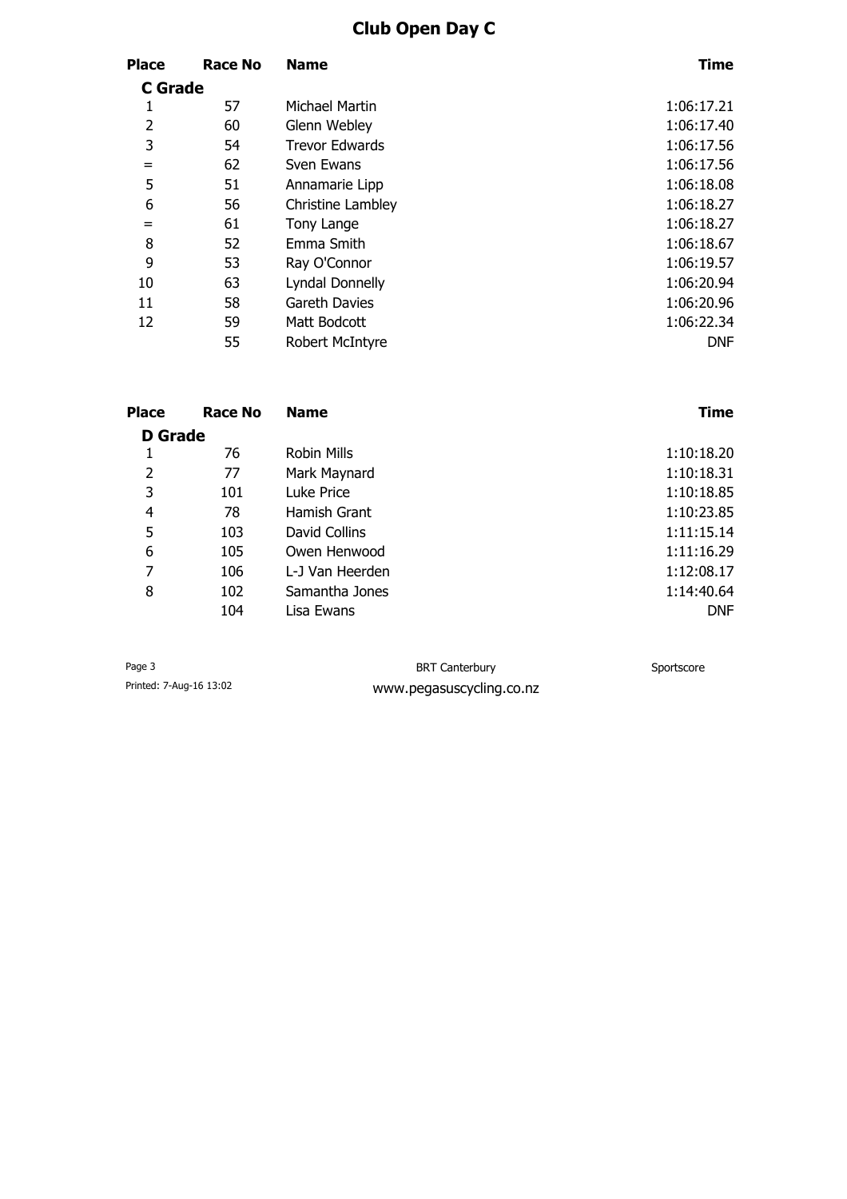# Club Open Day C

| Place | Race No | Name | Time |
| --- | --- | --- | --- |
| **C Grade** | | | |
| 1 | 57 | Michael Martin | 1:06:17.21 |
| 2 | 60 | Glenn Webley | 1:06:17.40 |
| 3 | 54 | Trevor Edwards | 1:06:17.56 |
| = | 62 | Sven Ewans | 1:06:17.56 |
| 5 | 51 | Annamarie Lipp | 1:06:18.08 |
| 6 | 56 | Christine Lambley | 1:06:18.27 |
| = | 61 | Tony Lange | 1:06:18.27 |
| 8 | 52 | Emma Smith | 1:06:18.67 |
| 9 | 53 | Ray O'Connor | 1:06:19.57 |
| 10 | 63 | Lyndal Donnelly | 1:06:20.94 |
| 11 | 58 | Gareth Davies | 1:06:20.96 |
| 12 | 59 | Matt Bodcott | 1:06:22.34 |
| | 55 | Robert McIntyre | DNF |

| Place | Race No | Name | Time |
| --- | --- | --- | --- |
| **D Grade** | | | |
| 1 | 76 | Robin Mills | 1:10:18.20 |
| 2 | 77 | Mark Maynard | 1:10:18.31 |
| 3 | 101 | Luke Price | 1:10:18.85 |
| 4 | 78 | Hamish Grant | 1:10:23.85 |
| 5 | 103 | David Collins | 1:11:15.14 |
| 6 | 105 | Owen Henwood | 1:11:16.29 |
| 7 | 106 | L-J Van Heerden | 1:12:08.17 |
| 8 | 102 | Samantha Jones | 1:14:40.64 |
| | 104 | Lisa Ewans | DNF |